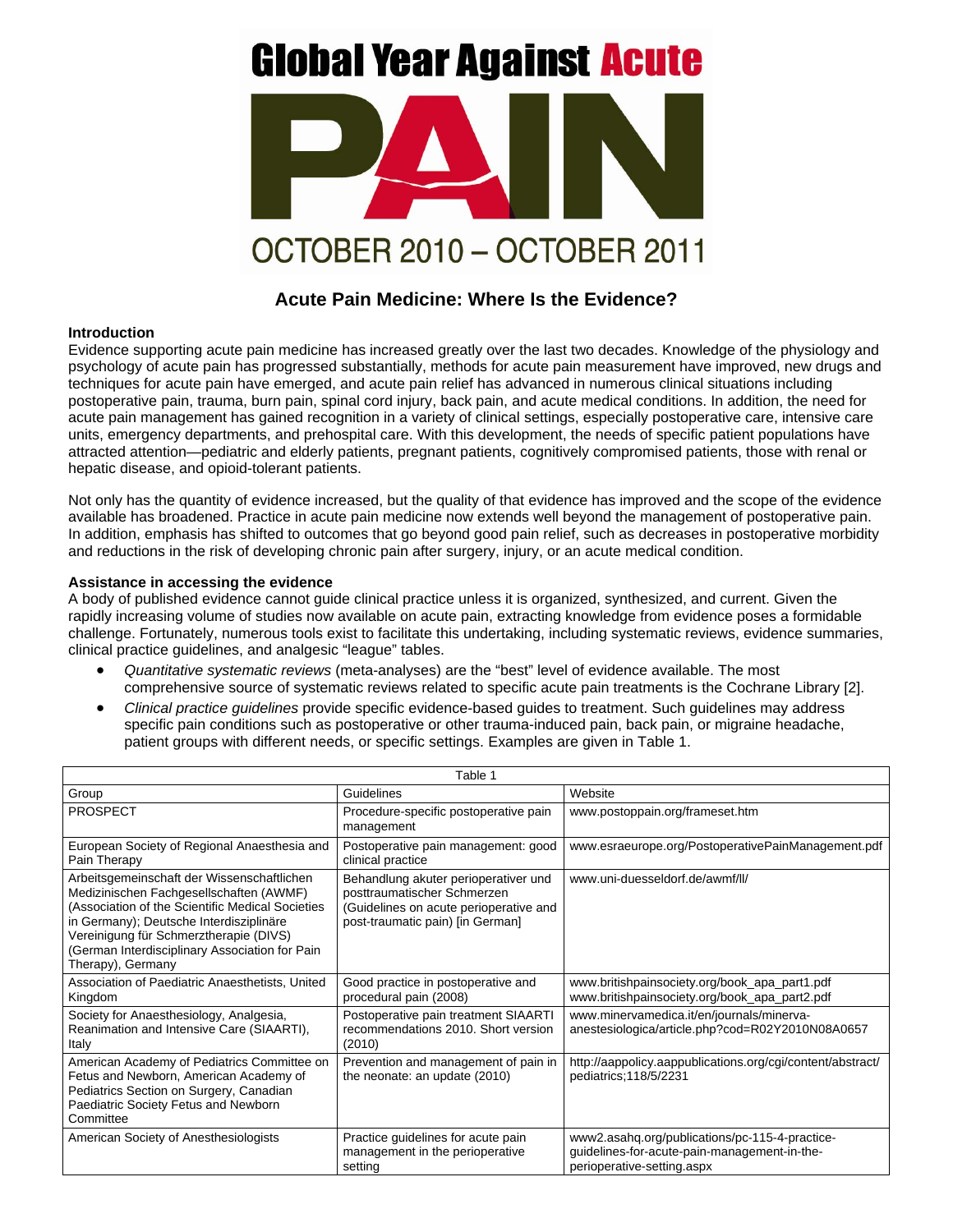# Global Year Against Acute PAIN

OCTOBER 2010 – OCTOBER 2011

## Acute Pain Medicine: Where Is the Evidence?

### Introduction

Evidence supporting acute pain medicine has increased greatly over the last two decades. Knowledge of the physiology and psychology of acute pain has progressed substantially, methods for acute pain measurement have improved, new drugs and techniques for acute pain have emerged, and acute pain relief has advanced in numerous clinical situations including postoperative pain, trauma, burn pain, spinal cord injury, back pain, and acute medical conditions. In addition, the need for acute pain management has gained recognition in a variety of clinical settings, especially postoperative care, intensive care units, emergency departments, and prehospital care. With this development, the needs of specific patient populations have attracted attention—pediatric and elderly patients, pregnant patients, cognitively compromised patients, those with renal or hepatic disease, and opioid-tolerant patients.

Not only has the quantity of evidence increased, but the quality of that evidence has improved and the scope of the evidence available has broadened. Practice in acute pain medicine now extends well beyond the management of postoperative pain. In addition, emphasis has shifted to outcomes that go beyond good pain relief, such as decreases in postoperative morbidity and reductions in the risk of developing chronic pain after surgery, injury, or an acute medical condition.

### Assistance in accessing the evidence

A body of published evidence cannot guide clinical practice unless it is organized, synthesized, and current. Given the rapidly increasing volume of studies now available on acute pain, extracting knowledge from evidence poses a formidable challenge. Fortunately, numerous tools exist to facilitate this undertaking, including systematic reviews, evidence summaries, clinical practice guidelines, and analgesic "league" tables.

- *Quantitative systematic reviews* (meta-analyses) are the "best" level of evidence available. The most comprehensive source of systematic reviews related to specific acute pain treatments is the Cochrane Library [2].
- *Clinical practice guidelines* provide specific evidence-based guides to treatment. Such guidelines may address specific pain conditions such as postoperative or other trauma-induced pain, back pain, or migraine headache, patient groups with different needs, or specific settings. Examples are given in Table 1.

Table 1

| Group | Guidelines | Website |
|---|---|---|
| PROSPECT | Procedure-specific postoperative pain management | www.postoppain.org/frameset.htm |
| European Society of Regional Anaesthesia and Pain Therapy | Postoperative pain management: good clinical practice | www.esraeurope.org/PostoperativePainManagement.pdf |
| Arbeitsgemeinschaft der Wissenschaftlichen Medizinischen Fachgesellschaften (AWMF) (Association of the Scientific Medical Societies in Germany); Deutsche Interdisziplinäre Vereinigung für Schmerztherapie (DIVS) (German Interdisciplinary Association for Pain Therapy), Germany | Behandlung akuter perioperativer und posttraumatischer Schmerzen (Guidelines on acute perioperative and post-traumatic pain) [in German] | www.uni-duesseldorf.de/awmf/ll/ |
| Association of Paediatric Anaesthetists, United Kingdom | Good practice in postoperative and procedural pain (2008) | www.britishpainsociety.org/book_apa_part1.pdf www.britishpainsociety.org/book_apa_part2.pdf |
| Society for Anaesthesiology, Analgesia, Reanimation and Intensive Care (SIAARTI), Italy | Postoperative pain treatment SIAARTI recommendations 2010. Short version (2010) | www.minervamedica.it/en/journals/minerva-anestesiologica/article.php?cod=R02Y2010N08A0657 |
| American Academy of Pediatrics Committee on Fetus and Newborn, American Academy of Pediatrics Section on Surgery, Canadian Paediatric Society Fetus and Newborn Committee | Prevention and management of pain in the neonate: an update (2010) | http://aappolicy.aappublications.org/cgi/content/abstract/pediatrics;118/5/2231 |
| American Society of Anesthesiologists | Practice guidelines for acute pain management in the perioperative setting | www2.asahq.org/publications/pc-115-4-practice-guidelines-for-acute-pain-management-in-the-perioperative-setting.aspx |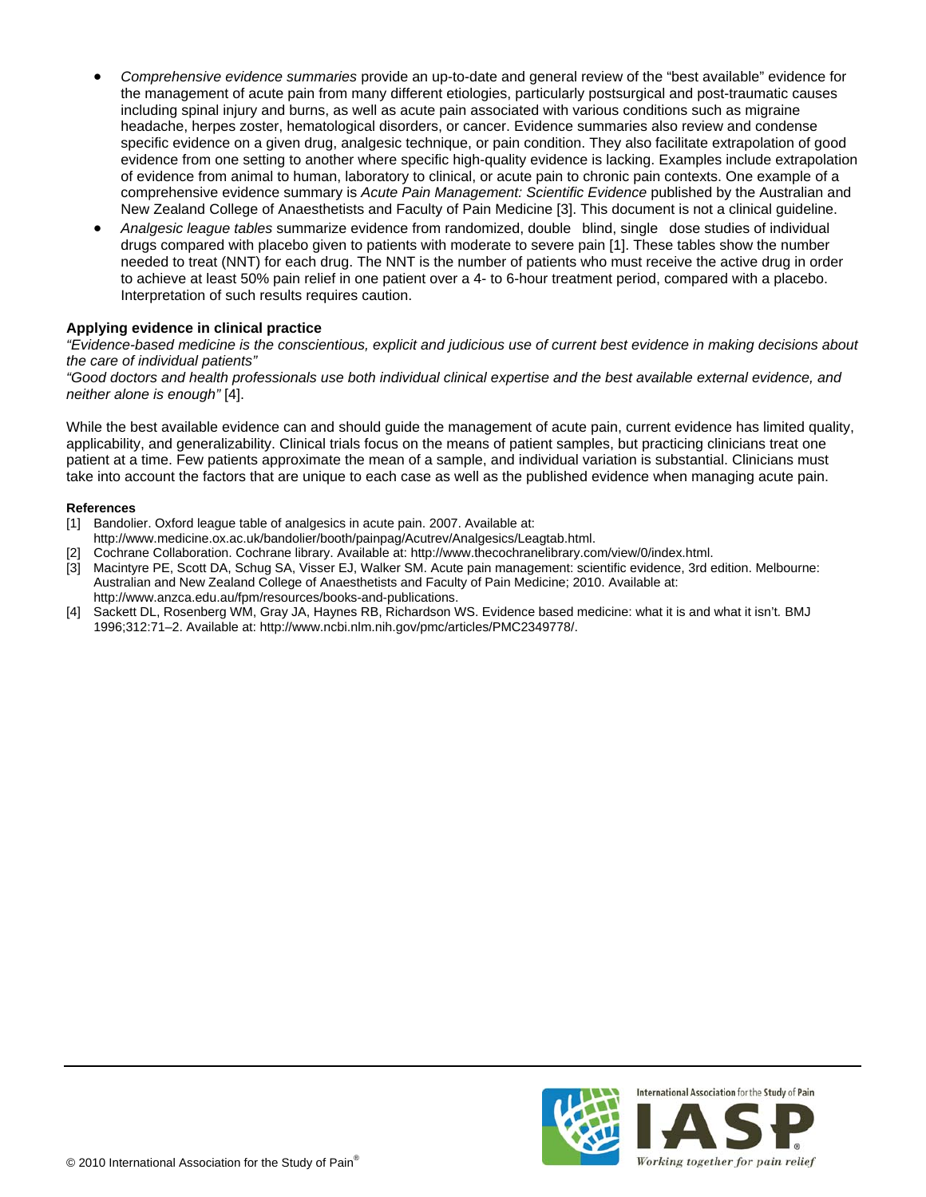- *Comprehensive evidence summaries* provide an up-to-date and general review of the "best available" evidence for the management of acute pain from many different etiologies, particularly postsurgical and post-traumatic causes including spinal injury and burns, as well as acute pain associated with various conditions such as migraine headache, herpes zoster, hematological disorders, or cancer. Evidence summaries also review and condense specific evidence on a given drug, analgesic technique, or pain condition. They also facilitate extrapolation of good evidence from one setting to another where specific high-quality evidence is lacking. Examples include extrapolation of evidence from animal to human, laboratory to clinical, or acute pain to chronic pain contexts. One example of a comprehensive evidence summary is *Acute Pain Management: Scientific Evidence* published by the Australian and New Zealand College of Anaesthetists and Faculty of Pain Medicine [3]. This document is not a clinical guideline.
- *Analgesic league tables* summarize evidence from randomized, double blind, single dose studies of individual drugs compared with placebo given to patients with moderate to severe pain [1]. These tables show the number needed to treat (NNT) for each drug. The NNT is the number of patients who must receive the active drug in order to achieve at least 50% pain relief in one patient over a 4- to 6-hour treatment period, compared with a placebo. Interpretation of such results requires caution.

**Applying evidence in clinical practice**

*"Evidence-based medicine is the conscientious, explicit and judicious use of current best evidence in making decisions about the care of individual patients"*

*"Good doctors and health professionals use both individual clinical expertise and the best available external evidence, and neither alone is enough"* [4].

While the best available evidence can and should guide the management of acute pain, current evidence has limited quality, applicability, and generalizability. Clinical trials focus on the means of patient samples, but practicing clinicians treat one patient at a time. Few patients approximate the mean of a sample, and individual variation is substantial. Clinicians must take into account the factors that are unique to each case as well as the published evidence when managing acute pain.

**References**

[1] Bandolier. Oxford league table of analgesics in acute pain. 2007. Available at: http://www.medicine.ox.ac.uk/bandolier/booth/painpag/Acutrev/Analgesics/Leagtab.html.

[2] Cochrane Collaboration. Cochrane library. Available at: http://www.thecochranelibrary.com/view/0/index.html.

[3] Macintyre PE, Scott DA, Schug SA, Visser EJ, Walker SM. Acute pain management: scientific evidence, 3rd edition. Melbourne: Australian and New Zealand College of Anaesthetists and Faculty of Pain Medicine; 2010. Available at: http://www.anzca.edu.au/fpm/resources/books-and-publications.

[4] Sackett DL, Rosenberg WM, Gray JA, Haynes RB, Richardson WS. Evidence based medicine: what it is and what it isn't. BMJ 1996;312:71–2. Available at: http://www.ncbi.nlm.nih.gov/pmc/articles/PMC2349778/.

© 2010 International Association for the Study of Pain®